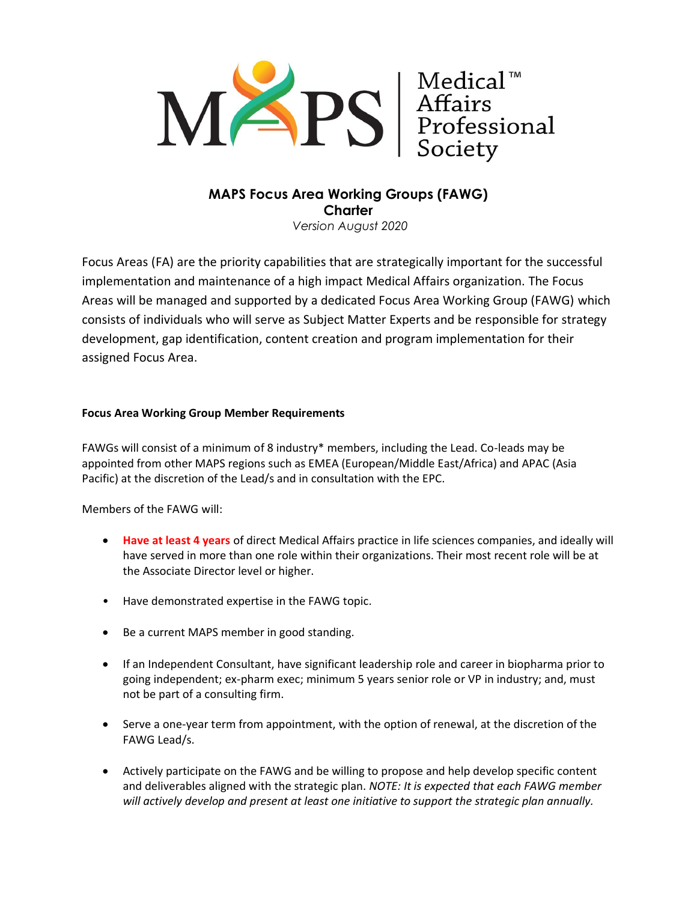Medical™ Affairs Professional Society

# MAPS Focus Area Working Groups (FAWG) Charter

*Version August 2020*

Focus Areas (FA) are the priority capabilities that are strategically important for the successful implementation and maintenance of a high impact Medical Affairs organization. The Focus Areas will be managed and supported by a dedicated Focus Area Working Group (FAWG) which consists of individuals who will serve as Subject Matter Experts and be responsible for strategy development, gap identification, content creation and program implementation for their assigned Focus Area.

**Focus Area Working Group Member Requirements**

FAWGs will consist of a minimum of 8 industry* members, including the Lead. Co-leads may be appointed from other MAPS regions such as EMEA (European/Middle East/Africa) and APAC (Asia Pacific) at the discretion of the Lead/s and in consultation with the EPC.

Members of the FAWG will:

- **Have at least 4 years** of direct Medical Affairs practice in life sciences companies, and ideally will have served in more than one role within their organizations. Their most recent role will be at the Associate Director level or higher.
- Have demonstrated expertise in the FAWG topic.
- Be a current MAPS member in good standing.
- If an Independent Consultant, have significant leadership role and career in biopharma prior to going independent; ex-pharm exec; minimum 5 years senior role or VP in industry; and, must not be part of a consulting firm.
- Serve a one-year term from appointment, with the option of renewal, at the discretion of the FAWG Lead/s.
- Actively participate on the FAWG and be willing to propose and help develop specific content and deliverables aligned with the strategic plan. *NOTE: It is expected that each FAWG member will actively develop and present at least one initiative to support the strategic plan annually.*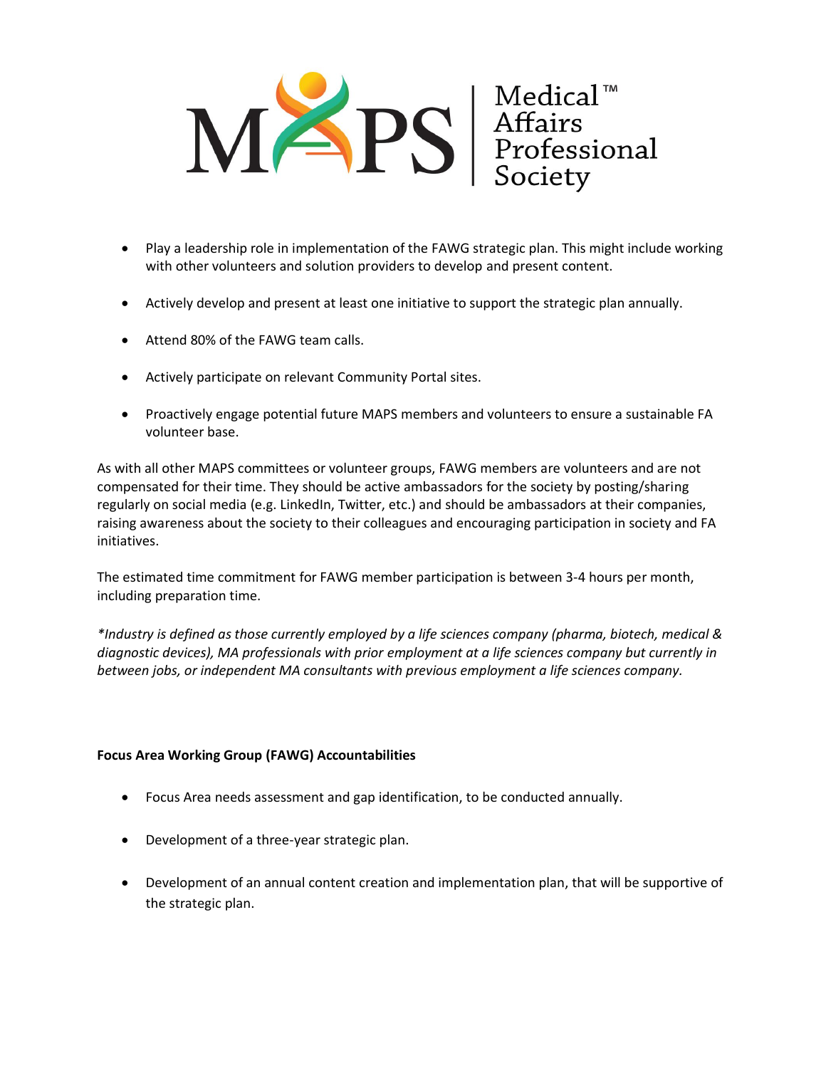- Play a leadership role in implementation of the FAWG strategic plan. This might include working with other volunteers and solution providers to develop and present content.

- Actively develop and present at least one initiative to support the strategic plan annually.

- Attend 80% of the FAWG team calls.

- Actively participate on relevant Community Portal sites.

- Proactively engage potential future MAPS members and volunteers to ensure a sustainable FA volunteer base.

As with all other MAPS committees or volunteer groups, FAWG members are volunteers and are not compensated for their time. They should be active ambassadors for the society by posting/sharing regularly on social media (e.g. LinkedIn, Twitter, etc.) and should be ambassadors at their companies, raising awareness about the society to their colleagues and encouraging participation in society and FA initiatives.

The estimated time commitment for FAWG member participation is between 3-4 hours per month, including preparation time.

*\*Industry is defined as those currently employed by a life sciences company (pharma, biotech, medical & diagnostic devices), MA professionals with prior employment at a life sciences company but currently in between jobs, or independent MA consultants with previous employment a life sciences company.*

**Focus Area Working Group (FAWG) Accountabilities**

- Focus Area needs assessment and gap identification, to be conducted annually.

- Development of a three-year strategic plan.

- Development of an annual content creation and implementation plan, that will be supportive of the strategic plan.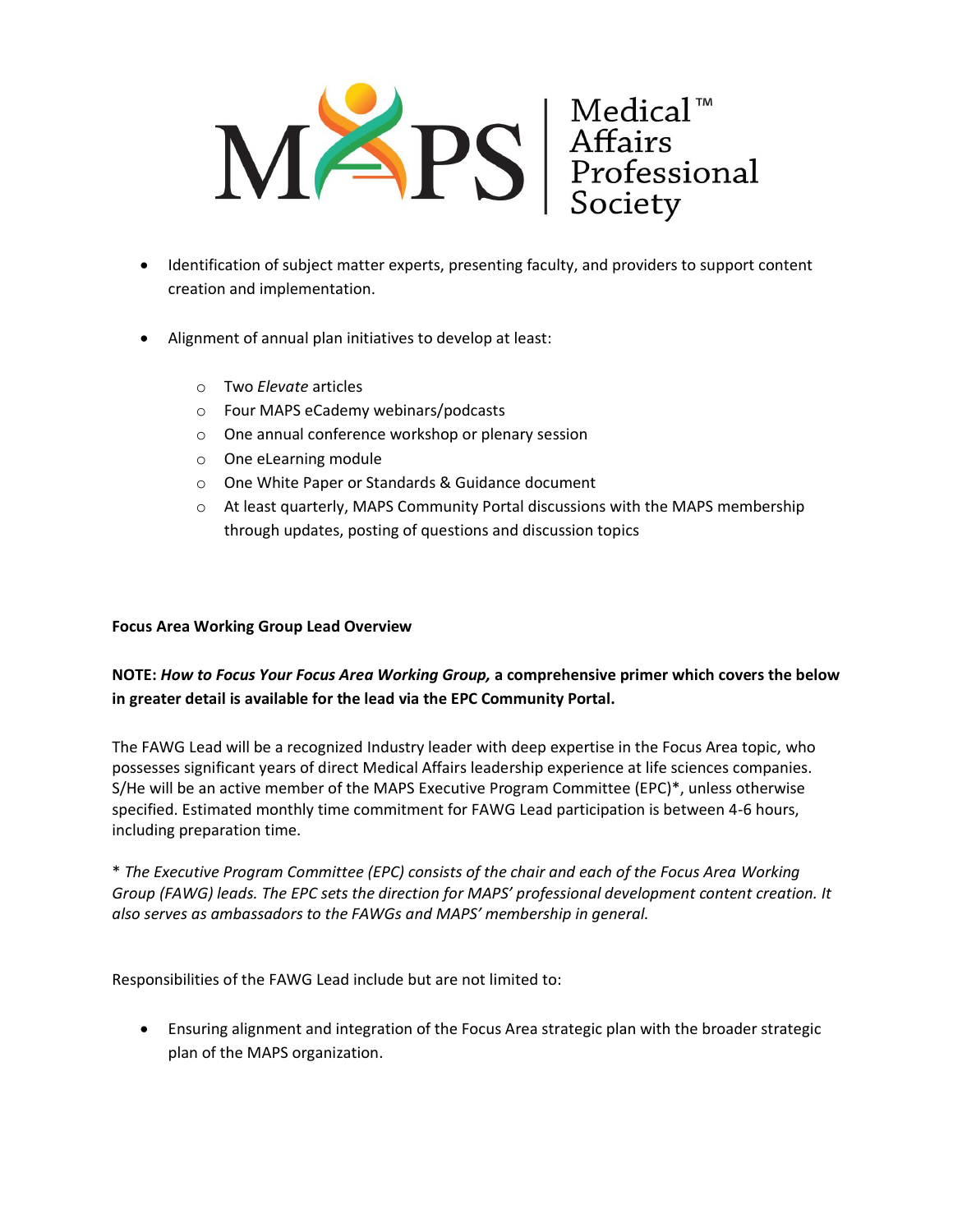- Identification of subject matter experts, presenting faculty, and providers to support content creation and implementation.

- Alignment of annual plan initiatives to develop at least:

    - Two *Elevate* articles
    - Four MAPS eCademy webinars/podcasts
    - One annual conference workshop or plenary session
    - One eLearning module
    - One White Paper or Standards & Guidance document
    - At least quarterly, MAPS Community Portal discussions with the MAPS membership through updates, posting of questions and discussion topics

**Focus Area Working Group Lead Overview**

**NOTE:** ***How to Focus Your Focus Area Working Group,*** **a comprehensive primer which covers the below in greater detail is available for the lead via the EPC Community Portal.**

The FAWG Lead will be a recognized Industry leader with deep expertise in the Focus Area topic, who possesses significant years of direct Medical Affairs leadership experience at life sciences companies. S/He will be an active member of the MAPS Executive Program Committee (EPC)*, unless otherwise specified. Estimated monthly time commitment for FAWG Lead participation is between 4-6 hours, including preparation time.

*\* The Executive Program Committee (EPC) consists of the chair and each of the Focus Area Working Group (FAWG) leads. The EPC sets the direction for MAPS' professional development content creation. It also serves as ambassadors to the FAWGs and MAPS' membership in general.*

Responsibilities of the FAWG Lead include but are not limited to:

- Ensuring alignment and integration of the Focus Area strategic plan with the broader strategic plan of the MAPS organization.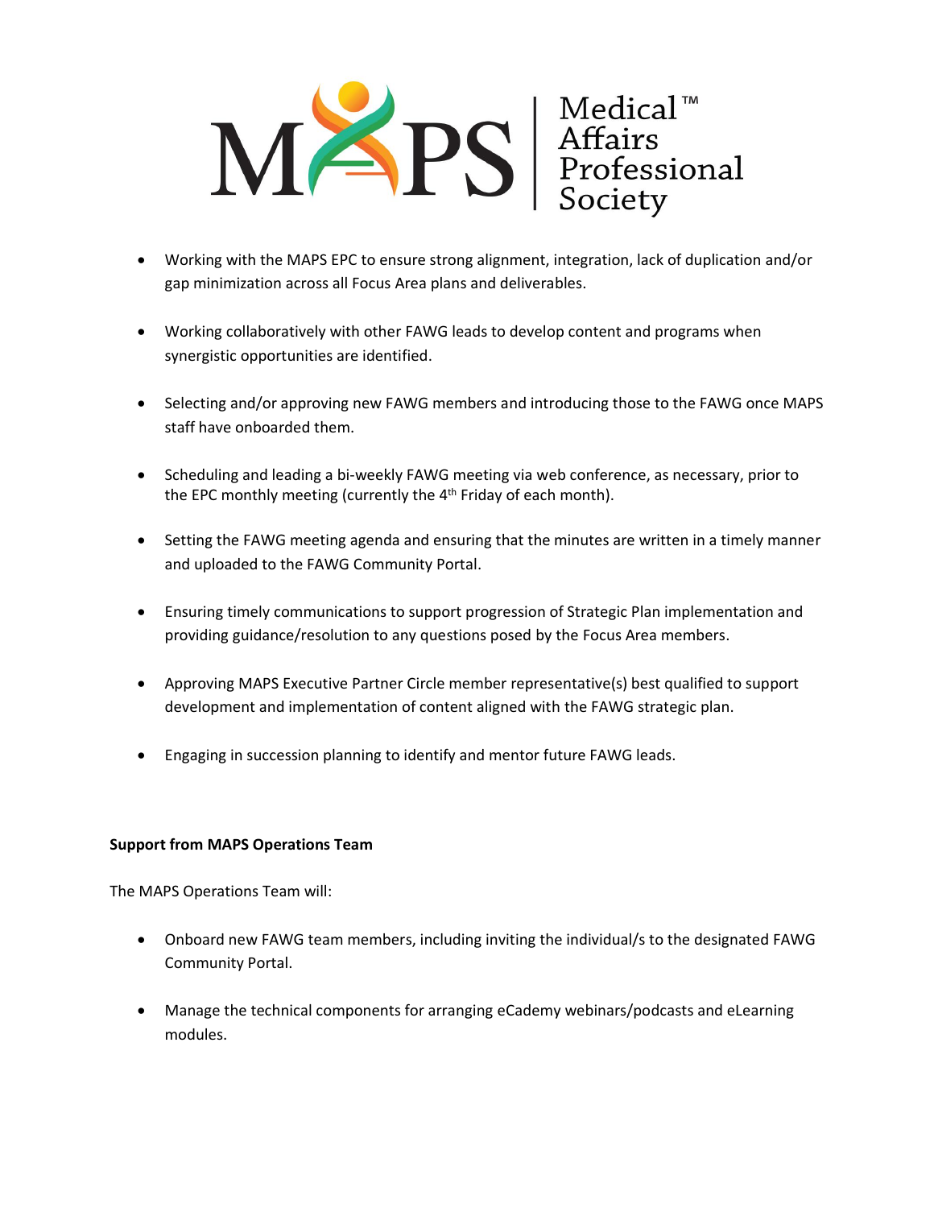- Working with the MAPS EPC to ensure strong alignment, integration, lack of duplication and/or gap minimization across all Focus Area plans and deliverables.

- Working collaboratively with other FAWG leads to develop content and programs when synergistic opportunities are identified.

- Selecting and/or approving new FAWG members and introducing those to the FAWG once MAPS staff have onboarded them.

- Scheduling and leading a bi-weekly FAWG meeting via web conference, as necessary, prior to the EPC monthly meeting (currently the 4th Friday of each month).

- Setting the FAWG meeting agenda and ensuring that the minutes are written in a timely manner and uploaded to the FAWG Community Portal.

- Ensuring timely communications to support progression of Strategic Plan implementation and providing guidance/resolution to any questions posed by the Focus Area members.

- Approving MAPS Executive Partner Circle member representative(s) best qualified to support development and implementation of content aligned with the FAWG strategic plan.

- Engaging in succession planning to identify and mentor future FAWG leads.

**Support from MAPS Operations Team**

The MAPS Operations Team will:

- Onboard new FAWG team members, including inviting the individual/s to the designated FAWG Community Portal.

- Manage the technical components for arranging eCademy webinars/podcasts and eLearning modules.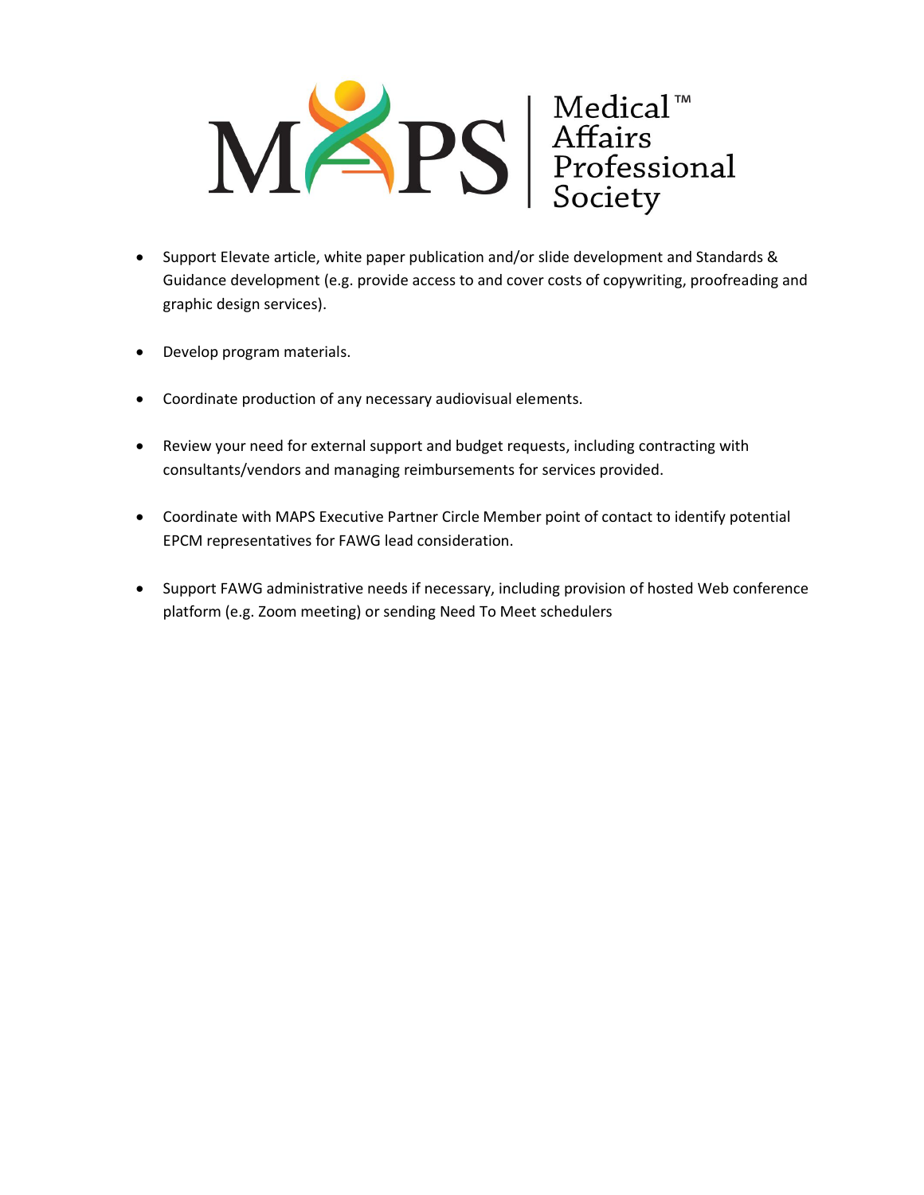- Support Elevate article, white paper publication and/or slide development and Standards & Guidance development (e.g. provide access to and cover costs of copywriting, proofreading and graphic design services).
- Develop program materials.
- Coordinate production of any necessary audiovisual elements.
- Review your need for external support and budget requests, including contracting with consultants/vendors and managing reimbursements for services provided.
- Coordinate with MAPS Executive Partner Circle Member point of contact to identify potential EPCM representatives for FAWG lead consideration.
- Support FAWG administrative needs if necessary, including provision of hosted Web conference platform (e.g. Zoom meeting) or sending Need To Meet schedulers